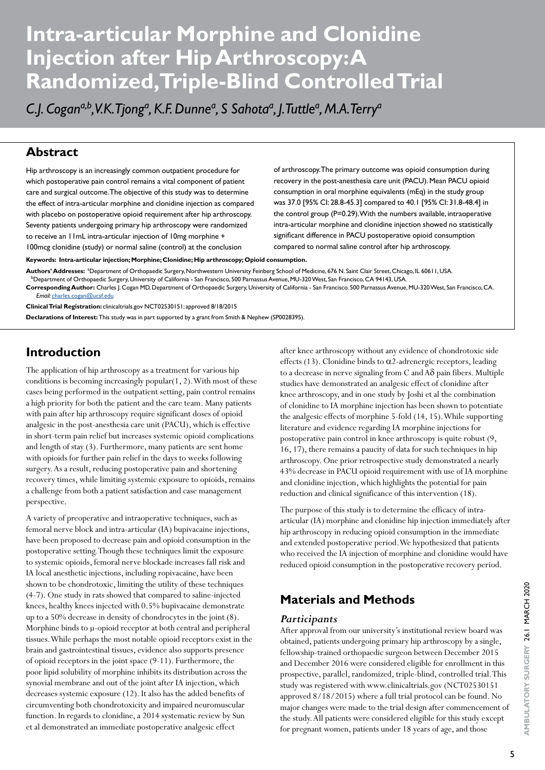# Intra-articular Morphine and Clonidine Injection after Hip Arthroscopy: A Randomized, Triple-Blind Controlled Trial

*C.J. Cogan[a,b], V.K. Tjong[a], K.F. Dunne[a], S Sahota[a], J. Tuttle[a], M.A. Terry[a]*

## Abstract

Hip arthroscopy is an increasingly common outpatient procedure for which postoperative pain control remains a vital component of patient care and surgical outcome. The objective of this study was to determine the effect of intra-articular morphine and clonidine injection as compared with placebo on postoperative opioid requirement after hip arthroscopy. Seventy patients undergoing primary hip arthroscopy were randomized to receive an 11mL intra-articular injection of 10mg morphine + 100mcg clonidine (study) or normal saline (control) at the conclusion of arthroscopy. The primary outcome was opioid consumption during recovery in the post-anesthesia care unit (PACU). Mean PACU opioid consumption in oral morphine equivalents (mEq) in the study group was 37.0 [95% CI: 28.8-45.3] compared to 40.1 [95% CI: 31.8-48.4] in the control group (P=0.29). With the numbers available, intraoperative intra-articular morphine and clonidine injection showed no statistically significant difference in PACU postoperative opioid consumption compared to normal saline control after hip arthroscopy.

**Keywords: Intra-articular injection; Morphine; Clonidine; Hip arthroscopy; Opioid consumption.**

**Authors' Addresses:** [a]Department of Orthopaedic Surgery, Northwestern University Feinberg School of Medicine, 676 N. Saint Clair Street, Chicago, IL 60611, USA.
[b]Department of Orthopaedic Surgery, University of California - San Francisco, 500 Parnassus Avenue, MU-320 West, San Francisco, CA 94143, USA.

**Corresponding Author:** Charles J. Cogan MD, Department of Orthopaedic Surgery, University of California - San Francisco. 500 Parnassus Avenue, MU-320 West, San Francisco, CA.
*Email:* charles.cogan@ucsf.edu

**Clinical Trial Registration:** clinicaltrials.gov NCT02530151; approved 8/18/2015

**Declarations of Interest:** This study was in part supported by a grant from Smith & Nephew (SP0028395).

## Introduction

The application of hip arthroscopy as a treatment for various hip conditions is becoming increasingly popular(1, 2). With most of these cases being performed in the outpatient setting, pain control remains a high priority for both the patient and the care team. Many patients with pain after hip arthroscopy require significant doses of opioid analgesic in the post-anesthesia care unit (PACU), which is effective in short-term pain relief but increases systemic opioid complications and length of stay (3). Furthermore, many patients are sent home with opioids for further pain relief in the days to weeks following surgery. As a result, reducing postoperative pain and shortening recovery times, while limiting systemic exposure to opioids, remains a challenge from both a patient satisfaction and case management perspective.

A variety of preoperative and intraoperative techniques, such as femoral nerve block and intra-articular (IA) bupivacaine injections, have been proposed to decrease pain and opioid consumption in the postoperative setting. Though these techniques limit the exposure to systemic opioids, femoral nerve blockade increases fall risk and IA local anesthetic injections, including ropivacaine, have been shown to be chondrotoxic, limiting the utility of these techniques (4-7). One study in rats showed that compared to saline-injected knees, healthy knees injected with 0.5% bupivacaine demonstrate up to a 50% decrease in density of chondrocytes in the joint (8). Morphine binds to μ-opioid receptor at both central and peripheral tissues. While perhaps the most notable opioid receptors exist in the brain and gastrointestinal tissues, evidence also supports presence of opioid receptors in the joint space (9-11). Furthermore, the poor lipid solubility of morphine inhibits its distribution across the synovial membrane and out of the joint after IA injection, which decreases systemic exposure (12). It also has the added benefits of circumventing both chondrotoxicity and impaired neuromuscular function. In regards to clonidine, a 2014 systematic review by Sun et al demonstrated an immediate postoperative analgesic effect after knee arthroscopy without any evidence of chondrotoxic side effects (13). Clonidine binds to α2-adrenergic receptors, leading to a decrease in nerve signaling from C and Aδ pain fibers. Multiple studies have demonstrated an analgesic effect of clonidine after knee arthroscopy, and in one study by Joshi et al the combination of clonidine to IA morphine injection has been shown to potentiate the analgesic effects of morphine 5-fold (14, 15). While supporting literature and evidence regarding IA morphine injections for postoperative pain control in knee arthroscopy is quite robust (9, 16, 17), there remains a paucity of data for such techniques in hip arthroscopy. One prior retrospective study demonstrated a nearly 43% decrease in PACU opioid requirement with use of IA morphine and clonidine injection, which highlights the potential for pain reduction and clinical significance of this intervention (18).

The purpose of this study is to determine the efficacy of intra-articular (IA) morphine and clonidine hip injection immediately after hip arthroscopy in reducing opioid consumption in the immediate and extended postoperative period. We hypothesized that patients who received the IA injection of morphine and clonidine would have reduced opioid consumption in the postoperative recovery period.

## Materials and Methods

### Participants

After approval from our university's institutional review board was obtained, patients undergoing primary hip arthroscopy by a single, fellowship-trained orthopaedic surgeon between December 2015 and December 2016 were considered eligible for enrollment in this prospective, parallel, randomized, triple-blind, controlled trial. This study was registered with www.clinicaltrials.gov (NCT02530151 approved 8/18/2015) where a full trial protocol can be found. No major changes were made to the trial design after commencement of the study. All patients were considered eligible for this study except for pregnant women, patients under 18 years of age, and those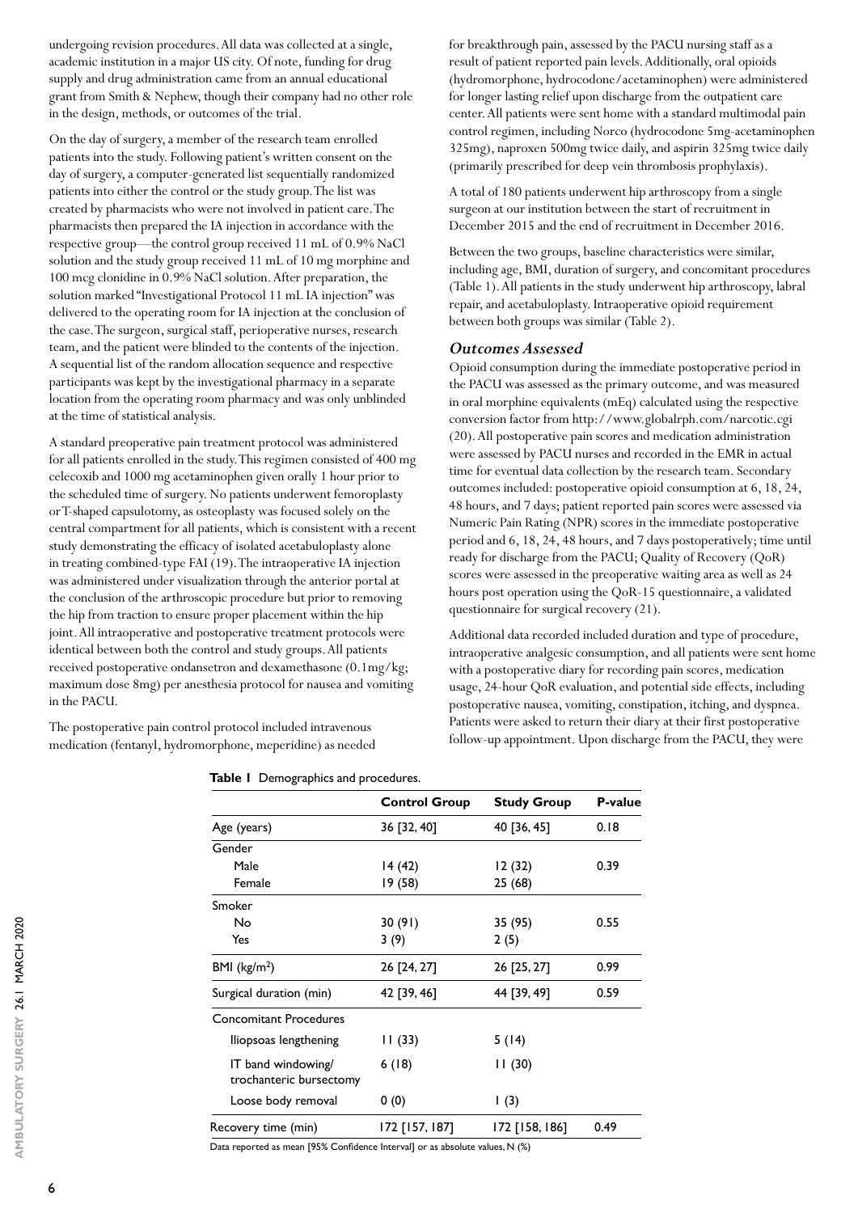undergoing revision procedures. All data was collected at a single, academic institution in a major US city. Of note, funding for drug supply and drug administration came from an annual educational grant from Smith & Nephew, though their company had no other role in the design, methods, or outcomes of the trial.

On the day of surgery, a member of the research team enrolled patients into the study. Following patient's written consent on the day of surgery, a computer-generated list sequentially randomized patients into either the control or the study group. The list was created by pharmacists who were not involved in patient care. The pharmacists then prepared the IA injection in accordance with the respective group—the control group received 11 mL of 0.9% NaCl solution and the study group received 11 mL of 10 mg morphine and 100 mcg clonidine in 0.9% NaCl solution. After preparation, the solution marked "Investigational Protocol 11 mL IA injection" was delivered to the operating room for IA injection at the conclusion of the case. The surgeon, surgical staff, perioperative nurses, research team, and the patient were blinded to the contents of the injection. A sequential list of the random allocation sequence and respective participants was kept by the investigational pharmacy in a separate location from the operating room pharmacy and was only unblinded at the time of statistical analysis.

A standard preoperative pain treatment protocol was administered for all patients enrolled in the study. This regimen consisted of 400 mg celecoxib and 1000 mg acetaminophen given orally 1 hour prior to the scheduled time of surgery. No patients underwent femoroplasty or T-shaped capsulotomy, as osteoplasty was focused solely on the central compartment for all patients, which is consistent with a recent study demonstrating the efficacy of isolated acetabuloplasty alone in treating combined-type FAI (19). The intraoperative IA injection was administered under visualization through the anterior portal at the conclusion of the arthroscopic procedure but prior to removing the hip from traction to ensure proper placement within the hip joint. All intraoperative and postoperative treatment protocols were identical between both the control and study groups. All patients received postoperative ondansetron and dexamethasone (0.1mg/kg; maximum dose 8mg) per anesthesia protocol for nausea and vomiting in the PACU.

The postoperative pain control protocol included intravenous medication (fentanyl, hydromorphone, meperidine) as needed for breakthrough pain, assessed by the PACU nursing staff as a result of patient reported pain levels. Additionally, oral opioids (hydromorphone, hydrocodone/acetaminophen) were administered for longer lasting relief upon discharge from the outpatient care center. All patients were sent home with a standard multimodal pain control regimen, including Norco (hydrocodone 5mg-acetaminophen 325mg), naproxen 500mg twice daily, and aspirin 325mg twice daily (primarily prescribed for deep vein thrombosis prophylaxis).

A total of 180 patients underwent hip arthroscopy from a single surgeon at our institution between the start of recruitment in December 2015 and the end of recruitment in December 2016.

Between the two groups, baseline characteristics were similar, including age, BMI, duration of surgery, and concomitant procedures (Table 1). All patients in the study underwent hip arthroscopy, labral repair, and acetabuloplasty. Intraoperative opioid requirement between both groups was similar (Table 2).

### *Outcomes Assessed*

Opioid consumption during the immediate postoperative period in the PACU was assessed as the primary outcome, and was measured in oral morphine equivalents (mEq) calculated using the respective conversion factor from http://www.globalrph.com/narcotic.cgi (20). All postoperative pain scores and medication administration were assessed by PACU nurses and recorded in the EMR in actual time for eventual data collection by the research team. Secondary outcomes included: postoperative opioid consumption at 6, 18, 24, 48 hours, and 7 days; patient reported pain scores were assessed via Numeric Pain Rating (NPR) scores in the immediate postoperative period and 6, 18, 24, 48 hours, and 7 days postoperatively; time until ready for discharge from the PACU; Quality of Recovery (QoR) scores were assessed in the preoperative waiting area as well as 24 hours post operation using the QoR-15 questionnaire, a validated questionnaire for surgical recovery (21).

Additional data recorded included duration and type of procedure, intraoperative analgesic consumption, and all patients were sent home with a postoperative diary for recording pain scores, medication usage, 24-hour QoR evaluation, and potential side effects, including postoperative nausea, vomiting, constipation, itching, and dyspnea. Patients were asked to return their diary at their first postoperative follow-up appointment. Upon discharge from the PACU, they were

**Table 1** Demographics and procedures.

| | Control Group | Study Group | P-value |
|---|---|---|---|
| Age (years) | 36 [32, 40] | 40 [36, 45] | 0.18 |
| Gender | | | |
| Male | 14 (42) | 12 (32) | 0.39 |
| Female | 19 (58) | 25 (68) | |
| Smoker | | | |
| No | 30 (91) | 35 (95) | 0.55 |
| Yes | 3 (9) | 2 (5) | |
| BMI (kg/m$^2$) | 26 [24, 27] | 26 [25, 27] | 0.99 |
| Surgical duration (min) | 42 [39, 46] | 44 [39, 49] | 0.59 |
| Concomitant Procedures | | | |
| Iliopsoas lengthening | 11 (33) | 5 (14) | |
| IT band windowing/ trochanteric bursectomy | 6 (18) | 11 (30) | |
| Loose body removal | 0 (0) | 1 (3) | |
| Recovery time (min) | 172 [157, 187] | 172 [158, 186] | 0.49 |

Data reported as mean [95% Confidence Interval] or as absolute values, N (%)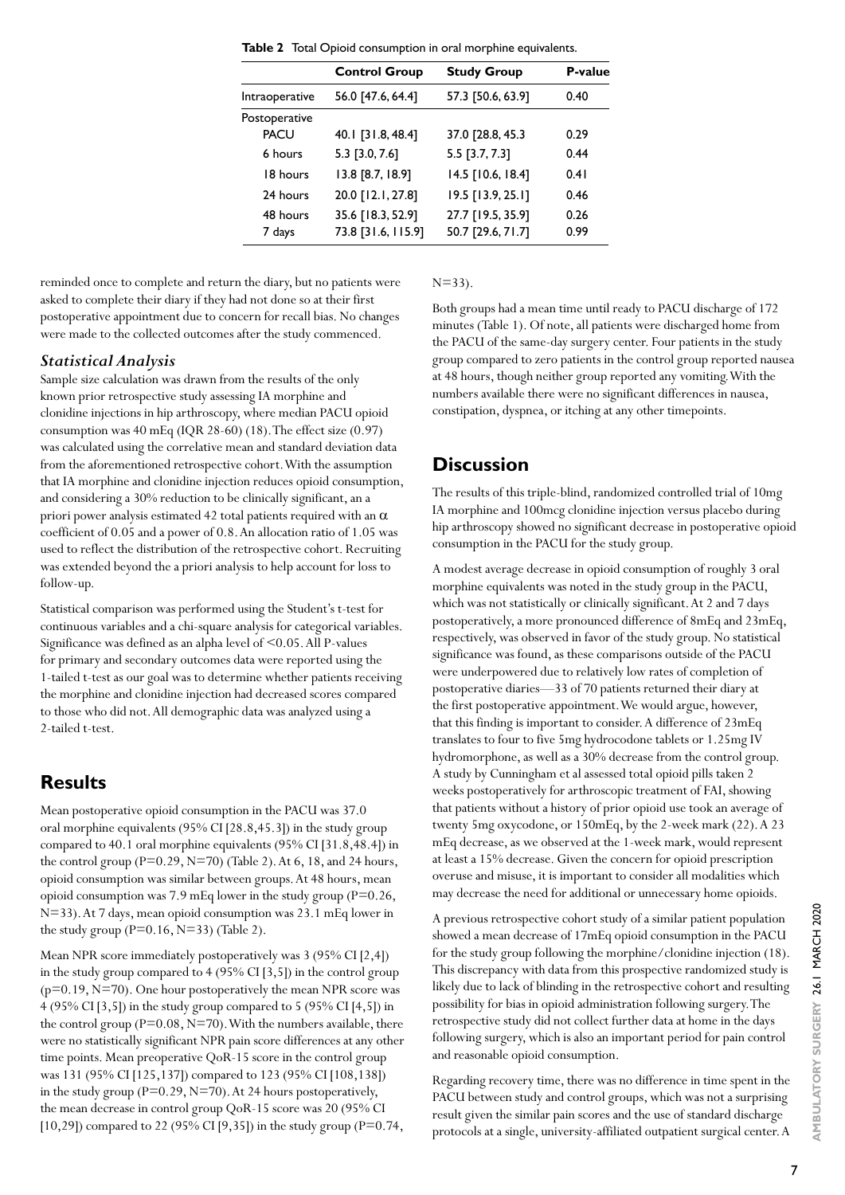**Table 2** Total Opioid consumption in oral morphine equivalents.

| | Control Group | Study Group | P-value |
|---|---|---|---|
| Intraoperative | 56.0 [47.6, 64.4] | 57.3 [50.6, 63.9] | 0.40 |
| Postoperative | | | |
| PACU | 40.1 [31.8, 48.4] | 37.0 [28.8, 45.3 | 0.29 |
| 6 hours | 5.3 [3.0, 7.6] | 5.5 [3.7, 7.3] | 0.44 |
| 18 hours | 13.8 [8.7, 18.9] | 14.5 [10.6, 18.4] | 0.41 |
| 24 hours | 20.0 [12.1, 27.8] | 19.5 [13.9, 25.1] | 0.46 |
| 48 hours | 35.6 [18.3, 52.9] | 27.7 [19.5, 35.9] | 0.26 |
| 7 days | 73.8 [31.6, 115.9] | 50.7 [29.6, 71.7] | 0.99 |

reminded once to complete and return the diary, but no patients were asked to complete their diary if they had not done so at their first postoperative appointment due to concern for recall bias. No changes were made to the collected outcomes after the study commenced.

### *Statistical Analysis*

Sample size calculation was drawn from the results of the only known prior retrospective study assessing IA morphine and clonidine injections in hip arthroscopy, where median PACU opioid consumption was 40 mEq (IQR 28-60) (18). The effect size (0.97) was calculated using the correlative mean and standard deviation data from the aforementioned retrospective cohort. With the assumption that IA morphine and clonidine injection reduces opioid consumption, and considering a 30% reduction to be clinically significant, an a priori power analysis estimated 42 total patients required with an $\alpha$ coefficient of 0.05 and a power of 0.8. An allocation ratio of 1.05 was used to reflect the distribution of the retrospective cohort. Recruiting was extended beyond the a priori analysis to help account for loss to follow-up.

Statistical comparison was performed using the Student's t-test for continuous variables and a chi-square analysis for categorical variables. Significance was defined as an alpha level of <0.05. All P-values for primary and secondary outcomes data were reported using the 1-tailed t-test as our goal was to determine whether patients receiving the morphine and clonidine injection had decreased scores compared to those who did not. All demographic data was analyzed using a 2-tailed t-test.

## Results

Mean postoperative opioid consumption in the PACU was 37.0 oral morphine equivalents (95% CI [28.8,45.3]) in the study group compared to 40.1 oral morphine equivalents (95% CI [31.8,48.4]) in the control group ($P=0.29$, $N=70$) (Table 2). At 6, 18, and 24 hours, opioid consumption was similar between groups. At 48 hours, mean opioid consumption was 7.9 mEq lower in the study group ($P=0.26$, $N=33$). At 7 days, mean opioid consumption was 23.1 mEq lower in the study group ($P=0.16$, $N=33$) (Table 2).

Mean NPR score immediately postoperatively was 3 (95% CI [2,4]) in the study group compared to 4 (95% CI [3,5]) in the control group ($p=0.19$, $N=70$). One hour postoperatively the mean NPR score was 4 (95% CI [3,5]) in the study group compared to 5 (95% CI [4,5]) in the control group ($P=0.08$, $N=70$). With the numbers available, there were no statistically significant NPR pain score differences at any other time points. Mean preoperative QoR-15 score in the control group was 131 (95% CI [125,137]) compared to 123 (95% CI [108,138]) in the study group ($P=0.29$, $N=70$). At 24 hours postoperatively, the mean decrease in control group QoR-15 score was 20 (95% CI [10,29]) compared to 22 (95% CI [9,35]) in the study group ($P=0.74$, $N=33$).

Both groups had a mean time until ready to PACU discharge of 172 minutes (Table 1). Of note, all patients were discharged home from the PACU of the same-day surgery center. Four patients in the study group compared to zero patients in the control group reported nausea at 48 hours, though neither group reported any vomiting. With the numbers available there were no significant differences in nausea, constipation, dyspnea, or itching at any other timepoints.

## Discussion

The results of this triple-blind, randomized controlled trial of 10mg IA morphine and 100mcg clonidine injection versus placebo during hip arthroscopy showed no significant decrease in postoperative opioid consumption in the PACU for the study group.

A modest average decrease in opioid consumption of roughly 3 oral morphine equivalents was noted in the study group in the PACU, which was not statistically or clinically significant. At 2 and 7 days postoperatively, a more pronounced difference of 8mEq and 23mEq, respectively, was observed in favor of the study group. No statistical significance was found, as these comparisons outside of the PACU were underpowered due to relatively low rates of completion of postoperative diaries—33 of 70 patients returned their diary at the first postoperative appointment. We would argue, however, that this finding is important to consider. A difference of 23mEq translates to four to five 5mg hydrocodone tablets or 1.25mg IV hydromorphone, as well as a 30% decrease from the control group. A study by Cunningham et al assessed total opioid pills taken 2 weeks postoperatively for arthroscopic treatment of FAI, showing that patients without a history of prior opioid use took an average of twenty 5mg oxycodone, or 150mEq, by the 2-week mark (22). A 23 mEq decrease, as we observed at the 1-week mark, would represent at least a 15% decrease. Given the concern for opioid prescription overuse and misuse, it is important to consider all modalities which may decrease the need for additional or unnecessary home opioids.

A previous retrospective cohort study of a similar patient population showed a mean decrease of 17mEq opioid consumption in the PACU for the study group following the morphine/clonidine injection (18). This discrepancy with data from this prospective randomized study is likely due to lack of blinding in the retrospective cohort and resulting possibility for bias in opioid administration following surgery. The retrospective study did not collect further data at home in the days following surgery, which is also an important period for pain control and reasonable opioid consumption.

Regarding recovery time, there was no difference in time spent in the PACU between study and control groups, which was not a surprising result given the similar pain scores and the use of standard discharge protocols at a single, university-affiliated outpatient surgical center. A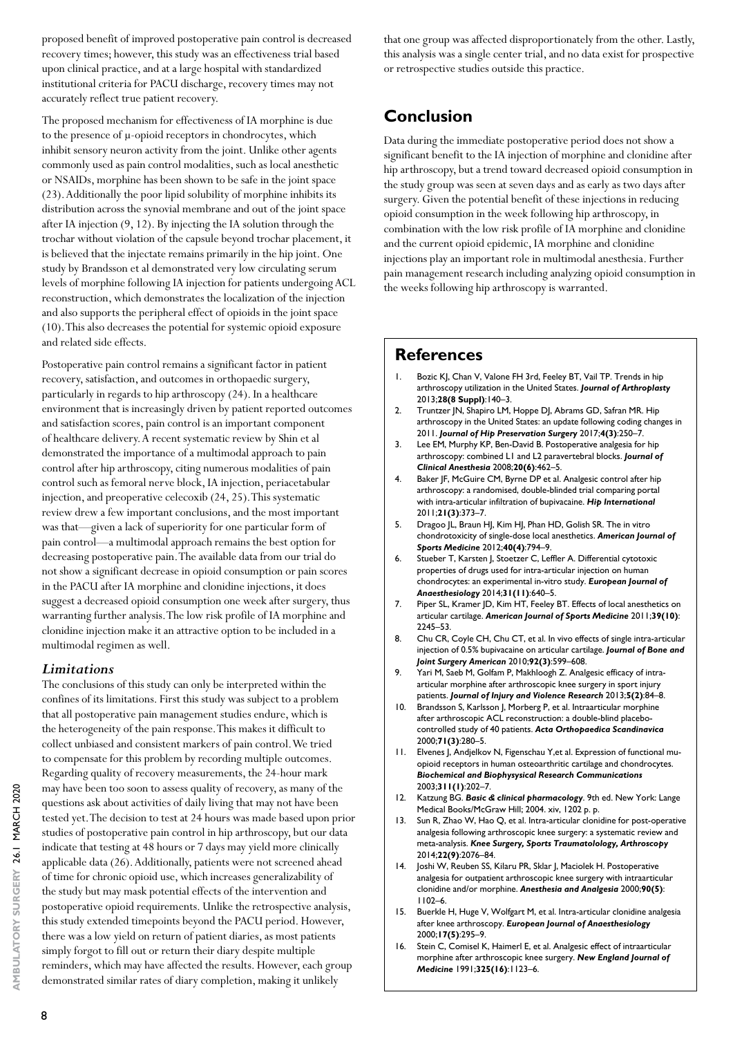proposed benefit of improved postoperative pain control is decreased recovery times; however, this study was an effectiveness trial based upon clinical practice, and at a large hospital with standardized institutional criteria for PACU discharge, recovery times may not accurately reflect true patient recovery.

The proposed mechanism for effectiveness of IA morphine is due to the presence of μ-opioid receptors in chondrocytes, which inhibit sensory neuron activity from the joint. Unlike other agents commonly used as pain control modalities, such as local anesthetic or NSAIDs, morphine has been shown to be safe in the joint space (23). Additionally the poor lipid solubility of morphine inhibits its distribution across the synovial membrane and out of the joint space after IA injection (9, 12). By injecting the IA solution through the trochar without violation of the capsule beyond trochar placement, it is believed that the injectate remains primarily in the hip joint. One study by Brandsson et al demonstrated very low circulating serum levels of morphine following IA injection for patients undergoing ACL reconstruction, which demonstrates the localization of the injection and also supports the peripheral effect of opioids in the joint space (10). This also decreases the potential for systemic opioid exposure and related side effects.

Postoperative pain control remains a significant factor in patient recovery, satisfaction, and outcomes in orthopaedic surgery, particularly in regards to hip arthroscopy (24). In a healthcare environment that is increasingly driven by patient reported outcomes and satisfaction scores, pain control is an important component of healthcare delivery. A recent systematic review by Shin et al demonstrated the importance of a multimodal approach to pain control after hip arthroscopy, citing numerous modalities of pain control such as femoral nerve block, IA injection, periacetabular injection, and preoperative celecoxib (24, 25). This systematic review drew a few important conclusions, and the most important was that—given a lack of superiority for one particular form of pain control—a multimodal approach remains the best option for decreasing postoperative pain. The available data from our trial do not show a significant decrease in opioid consumption or pain scores in the PACU after IA morphine and clonidine injections, it does suggest a decreased opioid consumption one week after surgery, thus warranting further analysis. The low risk profile of IA morphine and clonidine injection make it an attractive option to be included in a multimodal regimen as well.

### *Limitations*

The conclusions of this study can only be interpreted within the confines of its limitations. First this study was subject to a problem that all postoperative pain management studies endure, which is the heterogeneity of the pain response. This makes it difficult to collect unbiased and consistent markers of pain control. We tried to compensate for this problem by recording multiple outcomes. Regarding quality of recovery measurements, the 24-hour mark may have been too soon to assess quality of recovery, as many of the questions ask about activities of daily living that may not have been tested yet. The decision to test at 24 hours was made based upon prior studies of postoperative pain control in hip arthroscopy, but our data indicate that testing at 48 hours or 7 days may yield more clinically applicable data (26). Additionally, patients were not screened ahead of time for chronic opioid use, which increases generalizability of the study but may mask potential effects of the intervention and postoperative opioid requirements. Unlike the retrospective analysis, this study extended timepoints beyond the PACU period. However, there was a low yield on return of patient diaries, as most patients simply forgot to fill out or return their diary despite multiple reminders, which may have affected the results. However, each group demonstrated similar rates of diary completion, making it unlikely that one group was affected disproportionately from the other. Lastly, this analysis was a single center trial, and no data exist for prospective or retrospective studies outside this practice.

## Conclusion

Data during the immediate postoperative period does not show a significant benefit to the IA injection of morphine and clonidine after hip arthroscopy, but a trend toward decreased opioid consumption in the study group was seen at seven days and as early as two days after surgery. Given the potential benefit of these injections in reducing opioid consumption in the week following hip arthroscopy, in combination with the low risk profile of IA morphine and clonidine and the current opioid epidemic, IA morphine and clonidine injections play an important role in multimodal anesthesia. Further pain management research including analyzing opioid consumption in the weeks following hip arthroscopy is warranted.

## References

1. Bozic KJ, Chan V, Valone FH 3rd, Feeley BT, Vail TP. Trends in hip arthroscopy utilization in the United States. ***Journal of Arthroplasty*** 2013;**28(8 Suppl)**:140–3.
2. Truntzer JN, Shapiro LM, Hoppe DJ, Abrams GD, Safran MR. Hip arthroscopy in the United States: an update following coding changes in 2011. ***Journal of Hip Preservation Surgery*** 2017;**4(3)**:250–7.
3. Lee EM, Murphy KP, Ben-David B. Postoperative analgesia for hip arthroscopy: combined L1 and L2 paravertebral blocks. ***Journal of Clinical Anesthesia*** 2008;**20(6)**:462–5.
4. Baker JF, McGuire CM, Byrne DP et al. Analgesic control after hip arthroscopy: a randomised, double-blinded trial comparing portal with intra-articular infiltration of bupivacaine. ***Hip International*** 2011;**21(3)**:373–7.
5. Dragoo JL, Braun HJ, Kim HJ, Phan HD, Golish SR. The in vitro chondrotoxicity of single-dose local anesthetics. ***American Journal of Sports Medicine*** 2012;**40(4)**:794–9.
6. Stueber T, Karsten J, Stoetzer C, Leffler A. Differential cytotoxic properties of drugs used for intra-articular injection on human chondrocytes: an experimental in-vitro study. ***European Journal of Anaesthesiology*** 2014;**31(11)**:640–5.
7. Piper SL, Kramer JD, Kim HT, Feeley BT. Effects of local anesthetics on articular cartilage. ***American Journal of Sports Medicine*** 2011;**39(10)**: 2245–53.
8. Chu CR, Coyle CH, Chu CT, et al. In vivo effects of single intra-articular injection of 0.5% bupivacaine on articular cartilage. ***Journal of Bone and Joint Surgery American*** 2010;**92(3)**:599–608.
9. Yari M, Saeb M, Golfam P, Makhloogh Z. Analgesic efficacy of intra-articular morphine after arthroscopic knee surgery in sport injury patients. ***Journal of Injury and Violence Research*** 2013;**5(2)**:84–8.
10. Brandsson S, Karlsson J, Morberg P, et al. Intraarticular morphine after arthroscopic ACL reconstruction: a double-blind placebo-controlled study of 40 patients. ***Acta Orthopaedica Scandinavica*** 2000;**71(3)**:280–5.
11. Elvenes J, Andjelkov N, Figenschau Y,et al. Expression of functional mu-opioid receptors in human osteoarthritic cartilage and chondrocytes. ***Biochemical and Biophysysical Research Communications*** 2003;**311(1)**:202–7.
12. Katzung BG. ***Basic & clinical pharmacology***. 9th ed. New York: Lange Medical Books/McGraw Hill; 2004. xiv, 1202 p. p.
13. Sun R, Zhao W, Hao Q, et al. Intra-articular clonidine for post-operative analgesia following arthroscopic knee surgery: a systematic review and meta-analysis. ***Knee Surgery, Sports Traumatolology, Arthroscopy*** 2014;**22(9)**:2076–84.
14. Joshi W, Reuben SS, Kilaru PR, Sklar J, Maciolek H. Postoperative analgesia for outpatient arthroscopic knee surgery with intraarticular clonidine and/or morphine. ***Anesthesia and Analgesia*** 2000;**90(5)**: 1102–6.
15. Buerkle H, Huge V, Wolfgart M, et al. Intra-articular clonidine analgesia after knee arthroscopy. ***European Journal of Anaesthesiology*** 2000;**17(5)**:295–9.
16. Stein C, Comisel K, Haimerl E, et al. Analgesic effect of intraarticular morphine after arthroscopic knee surgery. ***New England Journal of Medicine*** 1991;**325(16)**:1123–6.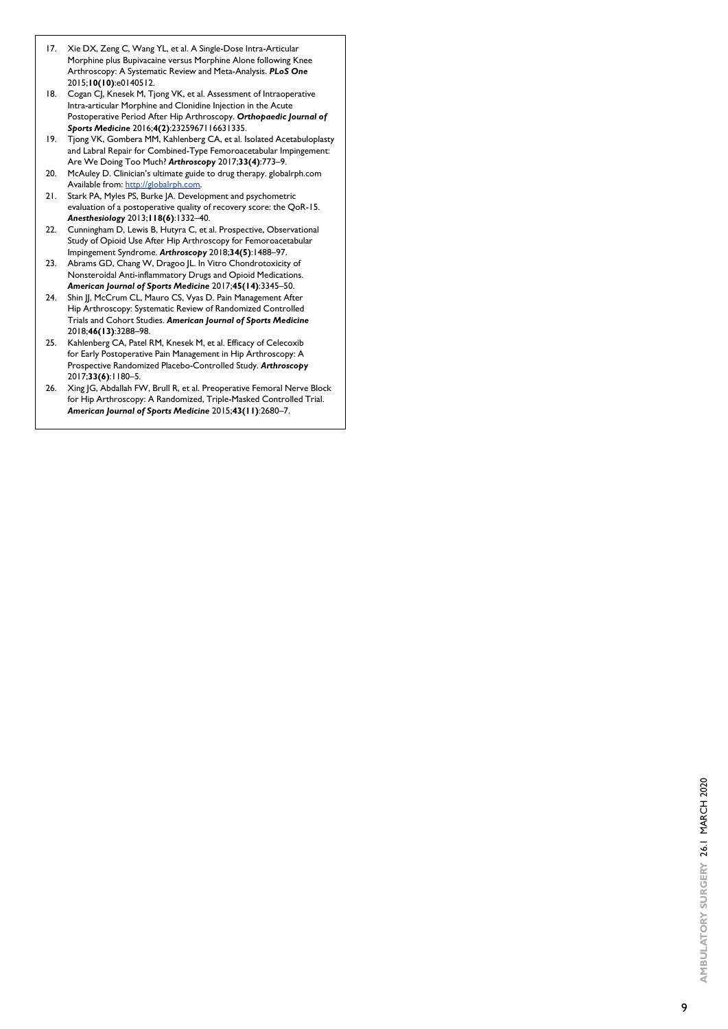17. Xie DX, Zeng C, Wang YL, et al. A Single-Dose Intra-Articular Morphine plus Bupivacaine versus Morphine Alone following Knee Arthroscopy: A Systematic Review and Meta-Analysis. ***PLoS One*** 2015;**10(10)**:e0140512.
18. Cogan CJ, Knesek M, Tjong VK, et al. Assessment of Intraoperative Intra-articular Morphine and Clonidine Injection in the Acute Postoperative Period After Hip Arthroscopy. ***Orthopaedic Journal of Sports Medicine*** 2016;**4(2)**:2325967116631335.
19. Tjong VK, Gombera MM, Kahlenberg CA, et al. Isolated Acetabuloplasty and Labral Repair for Combined-Type Femoroacetabular Impingement: Are We Doing Too Much? ***Arthroscopy*** 2017;**33(4)**:773–9.
20. McAuley D. Clinician's ultimate guide to drug therapy. globalrph.com Available from: http://globalrph.com.
21. Stark PA, Myles PS, Burke JA. Development and psychometric evaluation of a postoperative quality of recovery score: the QoR-15. ***Anesthesiology*** 2013;**118(6)**:1332–40.
22. Cunningham D, Lewis B, Hutyra C, et al. Prospective, Observational Study of Opioid Use After Hip Arthroscopy for Femoroacetabular Impingement Syndrome. ***Arthroscopy*** 2018;**34(5)**:1488–97.
23. Abrams GD, Chang W, Dragoo JL. In Vitro Chondrotoxicity of Nonsteroidal Anti-inflammatory Drugs and Opioid Medications. ***American Journal of Sports Medicine*** 2017;**45(14)**:3345–50.
24. Shin JJ, McCrum CL, Mauro CS, Vyas D. Pain Management After Hip Arthroscopy: Systematic Review of Randomized Controlled Trials and Cohort Studies. ***American Journal of Sports Medicine*** 2018;**46(13)**:3288–98.
25. Kahlenberg CA, Patel RM, Knesek M, et al. Efficacy of Celecoxib for Early Postoperative Pain Management in Hip Arthroscopy: A Prospective Randomized Placebo-Controlled Study. ***Arthroscopy*** 2017;**33(6)**:1180–5.
26. Xing JG, Abdallah FW, Brull R, et al. Preoperative Femoral Nerve Block for Hip Arthroscopy: A Randomized, Triple-Masked Controlled Trial. ***American Journal of Sports Medicine*** 2015;**43(11)**:2680–7.